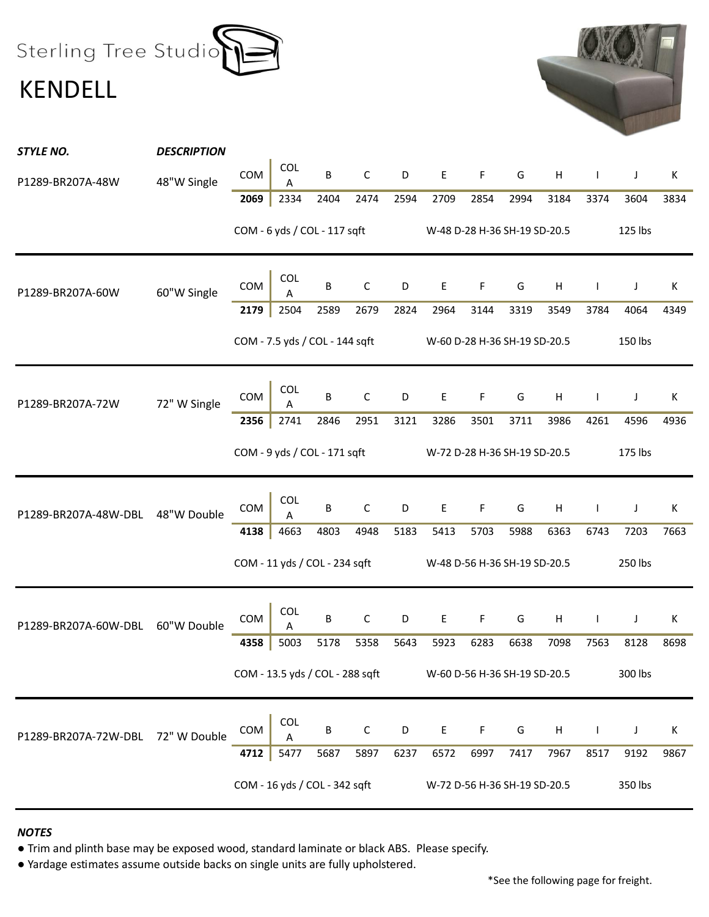Sterling Tree Studio

# KENDELL

| STYLE NO. | DESCRIPTION | COM | COL A | B | C | D | E | F | G | H | I | J | K |
|---|---|---|---|---|---|---|---|---|---|---|---|---|---|
| P1289-BR207A-48W | 48"W Single | **2069** | 2334 | 2404 | 2474 | 2594 | 2709 | 2854 | 2994 | 3184 | 3374 | 3604 | 3834 |
| | | COM - 6 yds / COL - 117 sqft | | | | | W-48 D-28 H-36 SH-19 SD-20.5 | | | | | 125 lbs | |
| P1289-BR207A-60W | 60"W Single | **2179** | 2504 | 2589 | 2679 | 2824 | 2964 | 3144 | 3319 | 3549 | 3784 | 4064 | 4349 |
| | | COM - 7.5 yds / COL - 144 sqft | | | | | W-60 D-28 H-36 SH-19 SD-20.5 | | | | | 150 lbs | |
| P1289-BR207A-72W | 72" W Single | **2356** | 2741 | 2846 | 2951 | 3121 | 3286 | 3501 | 3711 | 3986 | 4261 | 4596 | 4936 |
| | | COM - 9 yds / COL - 171 sqft | | | | | W-72 D-28 H-36 SH-19 SD-20.5 | | | | | 175 lbs | |
| P1289-BR207A-48W-DBL | 48"W Double | **4138** | 4663 | 4803 | 4948 | 5183 | 5413 | 5703 | 5988 | 6363 | 6743 | 7203 | 7663 |
| | | COM - 11 yds / COL - 234 sqft | | | | | W-48 D-56 H-36 SH-19 SD-20.5 | | | | | 250 lbs | |
| P1289-BR207A-60W-DBL | 60"W Double | **4358** | 5003 | 5178 | 5358 | 5643 | 5923 | 6283 | 6638 | 7098 | 7563 | 8128 | 8698 |
| | | COM - 13.5 yds / COL - 288 sqft | | | | | W-60 D-56 H-36 SH-19 SD-20.5 | | | | | 300 lbs | |
| P1289-BR207A-72W-DBL | 72" W Double | **4712** | 5477 | 5687 | 5897 | 6237 | 6572 | 6997 | 7417 | 7967 | 8517 | 9192 | 9867 |
| | | COM - 16 yds / COL - 342 sqft | | | | | W-72 D-56 H-36 SH-19 SD-20.5 | | | | | 350 lbs | |

***NOTES***

- Trim and plinth base may be exposed wood, standard laminate or black ABS. Please specify.
- Yardage estimates assume outside backs on single units are fully upholstered.

*See the following page for freight.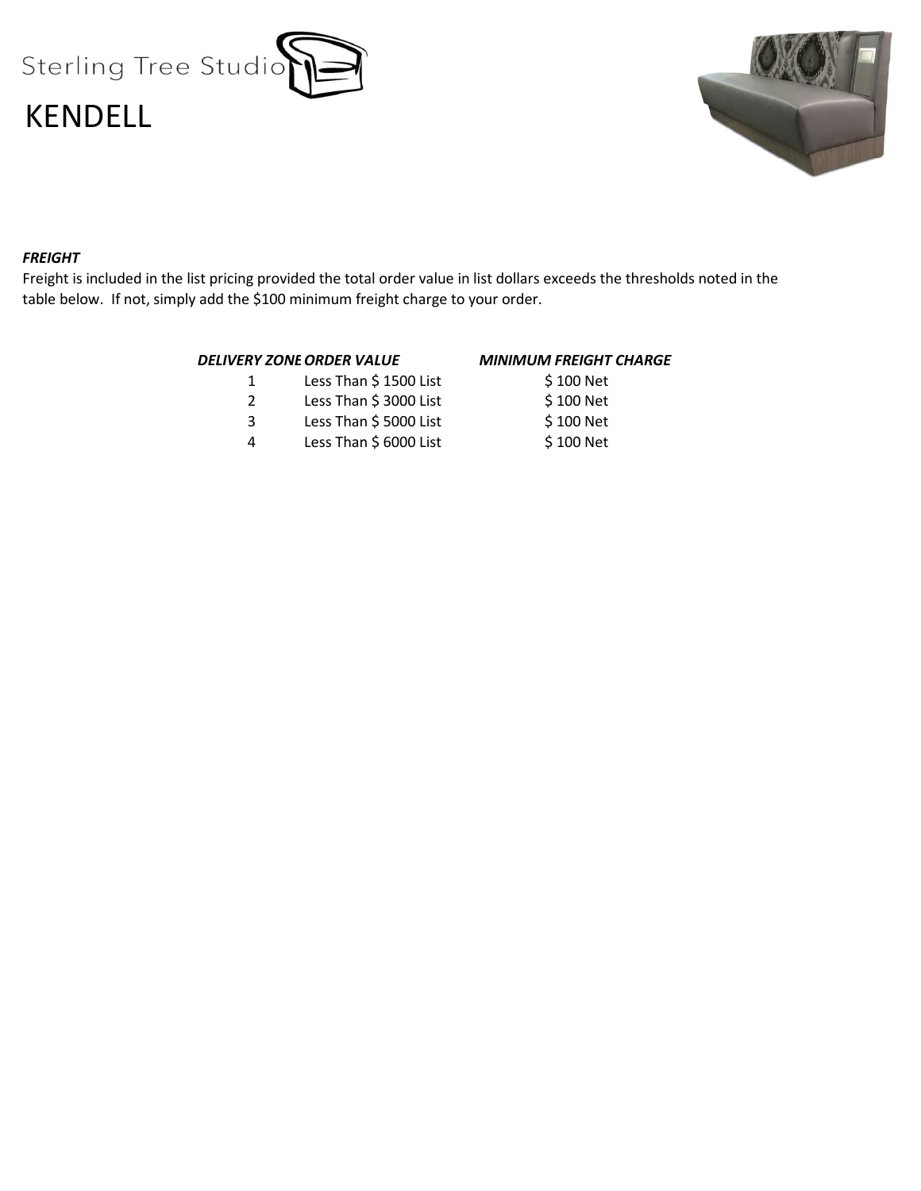Sterling Tree Studio

# KENDELL

***FREIGHT***

Freight is included in the list pricing provided the total order value in list dollars exceeds the thresholds noted in the table below. If not, simply add the $100 minimum freight charge to your order.

| ***DELIVERY ZONE*** | ***ORDER VALUE*** | ***MINIMUM FREIGHT CHARGE*** |
|---|---|---|
| 1 | Less Than $ 1500 List | $ 100 Net |
| 2 | Less Than $ 3000 List | $ 100 Net |
| 3 | Less Than $ 5000 List | $ 100 Net |
| 4 | Less Than $ 6000 List | $ 100 Net |